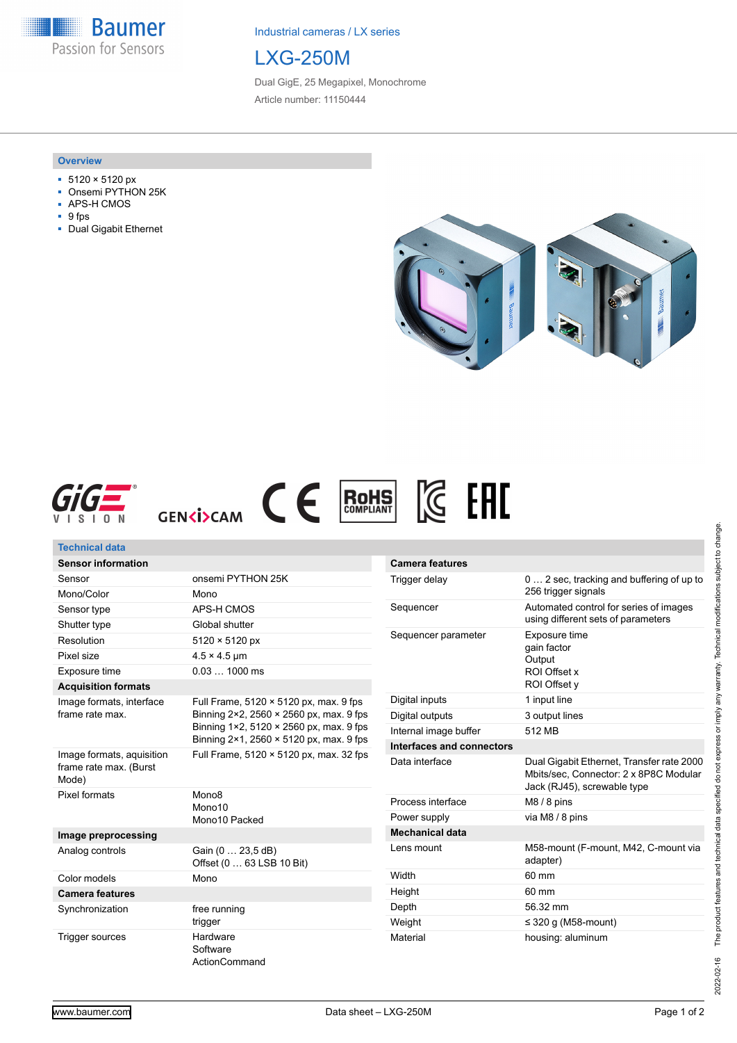Industrial cameras / LX series

# LXG-250M

Dual GigE, 25 Megapixel, Monochrome

Article number: 11150444

## Overview

- 5120 × 5120 px
- Onsemi PYTHON 25K
- APS-H CMOS
- 9 fps
- Dual Gigabit Ethernet

## Technical data

| **Sensor information** | |
|---|---|
| Sensor | onsemi PYTHON 25K |
| Mono/Color | Mono |
| Sensor type | APS-H CMOS |
| Shutter type | Global shutter |
| Resolution | 5120 × 5120 px |
| Pixel size | 4.5 × 4.5 µm |
| Exposure time | 0.03 … 1000 ms |
| **Acquisition formats** | |
| Image formats, interface frame rate max. | Full Frame, 5120 × 5120 px, max. 9 fps<br>Binning 2×2, 2560 × 2560 px, max. 9 fps<br>Binning 1×2, 5120 × 2560 px, max. 9 fps<br>Binning 2×1, 2560 × 5120 px, max. 9 fps |
| Image formats, auisition frame rate max. (Burst Mode) | Full Frame, 5120 × 5120 px, max. 32 fps |
| Pixel formats | Mono8<br>Mono10<br>Mono10 Packed |
| **Image preprocessing** | |
| Analog controls | Gain (0 … 23,5 dB)<br>Offset (0 … 63 LSB 10 Bit) |
| Color models | Mono |
| **Camera features** | |
| Synchronization | free running<br>trigger |
| Trigger sources | Hardware<br>Software<br>ActionCommand |

| **Camera features** | |
|---|---|
| Trigger delay | 0 … 2 sec, tracking and buffering of up to 256 trigger signals |
| Sequencer | Automated control for series of images using different sets of parameters |
| Sequencer parameter | Exposure time<br>gain factor<br>Output<br>ROI Offset x<br>ROI Offset y |
| Digital inputs | 1 input line |
| Digital outputs | 3 output lines |
| Internal image buffer | 512 MB |
| **Interfaces and connectors** | |
| Data interface | Dual Gigabit Ethernet, Transfer rate 2000 Mbits/sec, Connector: 2 x 8P8C Modular Jack (RJ45), screwable type |
| Process interface | M8 / 8 pins |
| Power supply | via M8 / 8 pins |
| **Mechanical data** | |
| Lens mount | M58-mount (F-mount, M42, C-mount via adapter) |
| Width | 60 mm |
| Height | 60 mm |
| Depth | 56.32 mm |
| Weight | ≤ 320 g (M58-mount) |
| Material | housing: aluminum |

2022-02-16 The product features and technical data specified do not express or imply any warranty. Technical modifications subject to change.

www.baumer.com

Data sheet – LXG-250M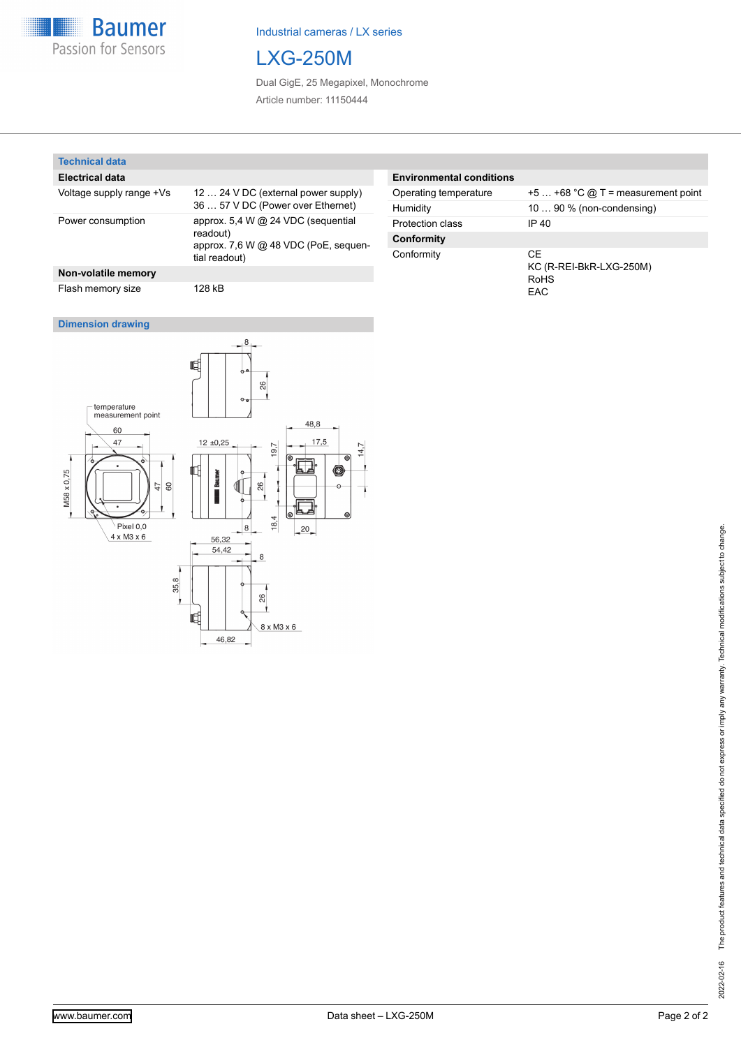Industrial cameras / LX series

# LXG-250M

Dual GigE, 25 Megapixel, Monochrome

Article number: 11150444

## Technical data

| Electrical data | |
|---|---|
| Voltage supply range +Vs | 12 … 24 V DC (external power supply)<br>36 … 57 V DC (Power over Ethernet) |
| Power consumption | approx. 5,4 W @ 24 VDC (sequential readout)<br>approx. 7,6 W @ 48 VDC (PoE, sequential readout) |
| **Non-volatile memory** | |
| Flash memory size | 128 kB |

| Environmental conditions | |
|---|---|
| Operating temperature | +5 … +68 °C @ T = measurement point |
| Humidity | 10 … 90 % (non-condensing) |
| Protection class | IP 40 |
| **Conformity** | |
| Conformity | CE<br>KC (R-REI-BkR-LXG-250M)<br>RoHS<br>EAC |

## Dimension drawing

temperature measurement point
60
47
M58 x 0,75
47
60
Pixel 0,0
4 x M3 x 6
8
26
12 ±0,25
19,7
26
8
18,4
48,8
17,5
14,7
20
56,32
54,42
8
35,8
26
8 x M3 x 6
46,82

2022-02-16 The product features and technical data specified do not express or imply any warranty. Technical modifications subject to change.

www.baumer.com Data sheet – LXG-250M